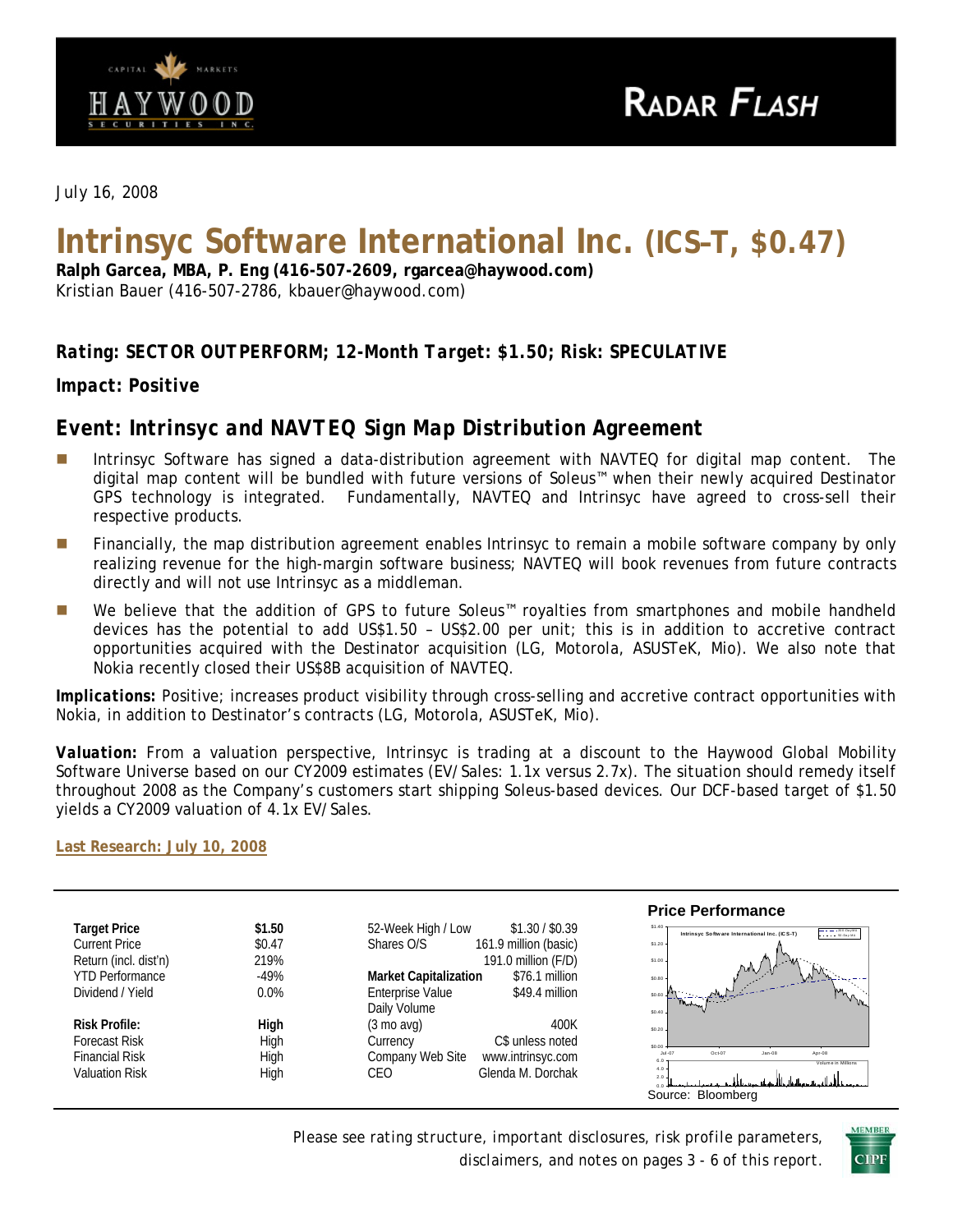July 16, 2008

# Intrinsyc Software International Inc. (ICS–T, $0.47)

**Ralph Garcea, MBA, P. Eng (416-507-2609, rgarcea@haywood.com)**
Kristian Bauer (416-507-2786, kbauer@haywood.com)

***Rating: SECTOR OUTPERFORM; 12-Month Target: $1.50; Risk: SPECULATIVE***

***Impact: Positive***

## *Event: Intrinsyc and NAVTEQ Sign Map Distribution Agreement*

- Intrinsyc Software has signed a data-distribution agreement with NAVTEQ for digital map content. The digital map content will be bundled with future versions of Soleus™ when their newly acquired Destinator GPS technology is integrated. Fundamentally, NAVTEQ and Intrinsyc have agreed to cross-sell their respective products.
- Financially, the map distribution agreement enables Intrinsyc to remain a mobile software company by only realizing revenue for the high-margin software business; NAVTEQ will book revenues from future contracts directly and will not use Intrinsyc as a middleman.
- We believe that the addition of GPS to future Soleus™ royalties from smartphones and mobile handheld devices has the potential to add US$1.50 – US$2.00 per unit; this is in addition to accretive contract opportunities acquired with the Destinator acquisition (LG, Motorola, ASUSTeK, Mio). We also note that Nokia recently closed their US$8B acquisition of NAVTEQ.

***Implications:*** Positive; increases product visibility through cross-selling and accretive contract opportunities with Nokia, in addition to Destinator's contracts (LG, Motorola, ASUSTeK, Mio).

***Valuation:*** From a valuation perspective, Intrinsyc is trading at a discount to the Haywood Global Mobility Software Universe based on our CY2009 estimates (EV/Sales: 1.1x versus 2.7x). The situation should remedy itself throughout 2008 as the Company's customers start shipping Soleus-based devices. Our DCF-based target of $1.50 yields a CY2009 valuation of 4.1x EV/Sales.

**Last Research: July 10, 2008**

| | | | |
|---|---|---|---|
| **Target Price** | **$1.50** | 52-Week High / Low | $1.30 / $0.39 |
| Current Price | $0.47 | Shares O/S | 161.9 million (basic) |
| Return (incl. dist'n) | 219% | | 191.0 million (F/D) |
| YTD Performance | -49% | **Market Capitalization** | $76.1 million |
| Dividend / Yield | 0.0% | Enterprise Value | $49.4 million |
| | | Daily Volume (3 mo avg) | 400K |
| **Risk Profile:** | **High** | Currency | C$ unless noted |
| Forecast Risk | High | Company Web Site | www.intrinsyc.com |
| Financial Risk | High | CEO | Glenda M. Dorchak |
| Valuation Risk | High | | |

**Price Performance**

Source: Bloomberg

Please see rating structure, important disclosures, risk profile parameters, disclaimers, and notes on pages 3 - 6 of this report.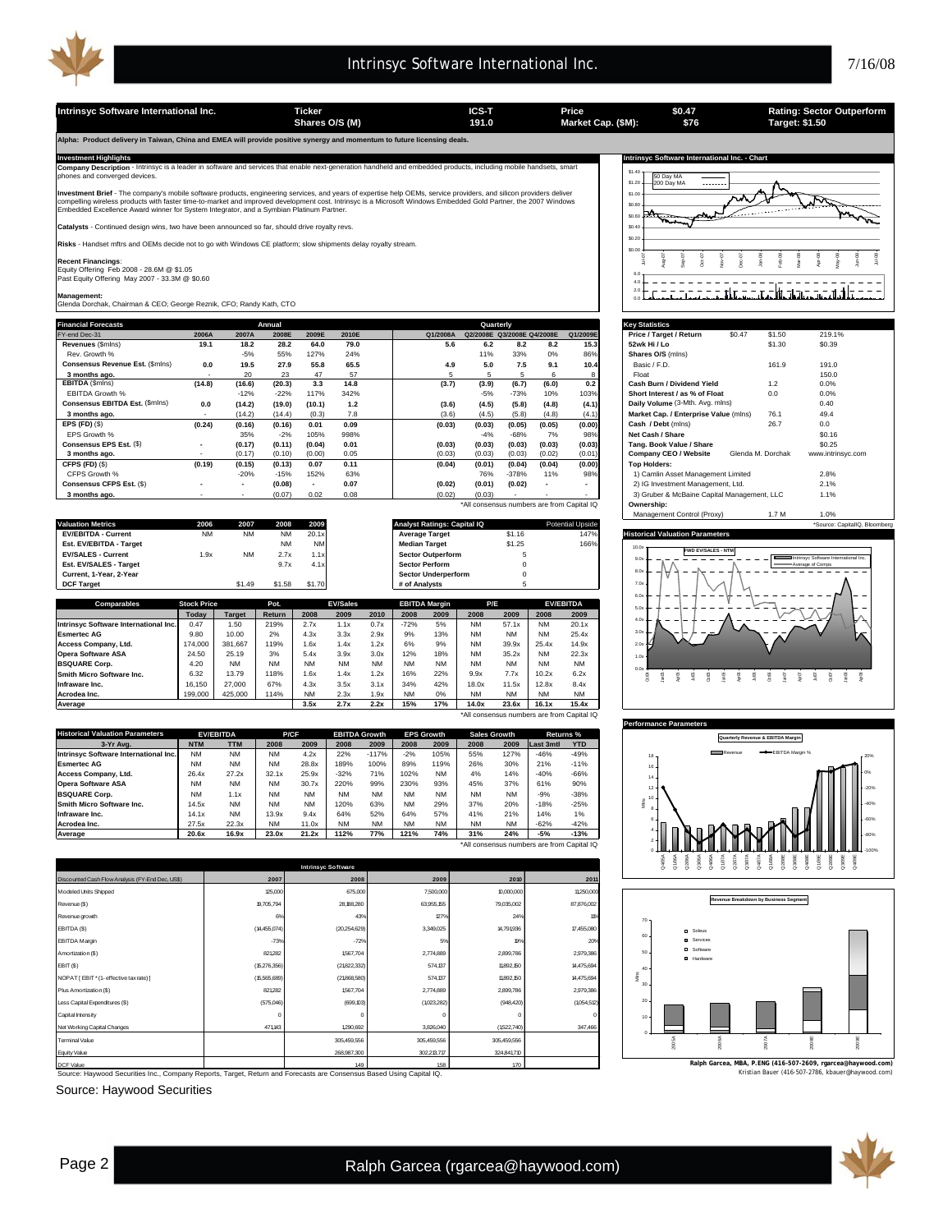| Intrinsyc Software International Inc. | Ticker | ICS-T | Price | $0.47 | Rating: Sector Outperform |
|---|---|---|---|---|---|
| | Shares O/S (M) | 191.0 | Market Cap. ($M): | $76 | Target: $1.50 |

**Alpha: Product delivery in Taiwan, China and EMEA will provide positive synergy and momentum to future licensing deals.**

### Investment Highlights

**Company Description** - Intrinsyc is a leader in software and services that enable next-generation handheld and embedded products, including mobile handsets, smart phones and converged devices.

**Investment Brief** - The company's mobile software products, engineering services, and years of expertise help OEMs, service providers, and silicon providers deliver compelling wireless products with faster time-to-market and improved development cost. Intrinsyc is a Microsoft Windows Embedded Gold Partner, the 2007 Windows Embedded Excellence Award winner for System Integrator, and a Symbian Platinum Partner.

**Catalysts** - Continued design wins, two have been announced so far, should drive royalty revs.

**Risks** - Handset mftrs and OEMs decide not to go with Windows CE platform; slow shipments delay royalty stream.

**Recent Financings**:
Equity Offering Feb 2008 - 28.6M @ $1.05
Past Equity Offering May 2007 - 33.3M @ $0.60

**Management:**
Glenda Dorchak, Chairman & CEO; George Reznik, CFO; Randy Kath, CTO

### Financial Forecasts

| FY-end Dec-31 | 2006A | 2007A | 2008E | 2009E | 2010E | Q1/2008A | Q2/2008E | Q3/2008E | Q4/2008E | Q1/2009E |
|---|---|---|---|---|---|---|---|---|---|---|
| **Revenues** ($mlns) | 19.1 | 18.2 | 28.2 | 64.0 | 79.0 | 5.6 | 6.2 | 8.2 | 8.2 | 15.3 |
| Rev. Growth % | | -5% | 55% | 127% | 24% | | 11% | 33% | 0% | 86% |
| **Consensus Revenue Est.** ($mlns) | 0.0 | 19.5 | 27.9 | 55.8 | 65.5 | 4.9 | 5.0 | 7.5 | 9.1 | 10.4 |
| **3 months ago.** | - | 20 | 23 | 47 | 57 | 5 | 5 | 5 | 6 | 8 |
| **EBITDA** ($mlns) | (14.8) | (16.6) | (20.3) | 3.3 | 14.8 | (3.7) | (3.9) | (6.7) | (6.0) | 0.2 |
| EBITDA Growth % | | -12% | -22% | 117% | 342% | | -5% | -73% | 10% | 103% |
| **Consensus EBITDA Est.** ($mlns) | 0.0 | (14.2) | (19.0) | (10.1) | 1.2 | (3.6) | (4.5) | (5.8) | (4.8) | (4.1) |
| **3 months ago.** | - | (14.2) | (14.4) | (0.3) | 7.8 | (3.6) | (4.5) | (5.8) | (4.8) | (4.1) |
| **EPS (FD)** ($) | (0.24) | (0.16) | (0.16) | 0.01 | 0.09 | (0.03) | (0.03) | (0.05) | (0.05) | (0.00) |
| EPS Growth % | | 35% | -2% | 105% | 998% | | -4% | -68% | 7% | 98% |
| **Consensus EPS Est.** ($) | - | (0.17) | (0.11) | (0.04) | 0.01 | (0.03) | (0.03) | (0.03) | (0.03) | (0.03) |
| **3 months ago.** | - | (0.17) | (0.10) | (0.00) | 0.05 | (0.03) | (0.03) | (0.03) | (0.02) | (0.01) |
| **CFPS (FD)** ($) | (0.19) | (0.15) | (0.13) | 0.07 | 0.11 | (0.04) | (0.01) | (0.04) | (0.04) | (0.00) |
| CFPS Growth % | | -20% | -15% | 152% | 63% | | 76% | -378% | 11% | 98% |
| **Consensus CFPS Est.** ($) | - | - | (0.08) | - | 0.07 | (0.02) | (0.01) | (0.02) | - | - |
| **3 months ago.** | - | - | (0.07) | 0.02 | 0.08 | (0.02) | (0.03) | - | - | - |

*All consensus numbers are from Capital IQ

### Key Statistics

| | | | |
|---|---|---|---|
| **Price / Target / Return** | $0.47 | $1.50 | 219.1% |
| **52wk Hi / Lo** | | $1.30 | $0.39 |
| **Shares O/S** (mlns) | | | |
| Basic / F.D. | | 161.9 | 191.0 |
| Float | | | 150.0 |
| **Cash Burn / Dividend Yield** | | 1.2 | 0.0% |
| **Short Interest / as % of Float** | | 0.0 | 0.0% |
| **Daily Volume** (3-Mth. Avg. mlns) | | | 0.40 |
| **Market Cap. / Enterprise Value** (mlns) | | 76.1 | 49.4 |
| **Cash / Debt** (mlns) | | 26.7 | 0.0 |
| **Net Cash / Share** | | | $0.16 |
| **Tang. Book Value / Share** | | | $0.25 |
| **Company CEO / Website** | Glenda M. Dorchak | | www.intrinsyc.com |
| **Top Holders:** | | | |
| 1) Camlin Asset Management Limited | | | 2.8% |
| 2) IG Investment Management, Ltd. | | | 2.1% |
| 3) Gruber & McBaine Capital Management, LLC | | | 1.1% |
| **Ownership:** | | | |
| Management Control (Proxy) | | 1.7 M | 1.0% |

*Source: CapitalIQ, Bloomberg

### Valuation Metrics

| Valuation Metrics | 2006 | 2007 | 2008 | 2009 |
|---|---|---|---|---|
| **EV/EBITDA - Current** | NM | NM | NM | 20.1x |
| **Est. EV/EBITDA - Target** | | | NM | NM |
| **EV/SALES - Current** | 1.9x | NM | 2.7x | 1.1x |
| **Est. EV/SALES - Target** | | | 9.7x | 4.1x |
| **Current, 1-Year, 2-Year** | | | | |
| **DCF Target** | | $1.49 | $1.58 | $1.70 |

| Analyst Ratings: Capital IQ | | Potential Upside |
|---|---|---|
| **Average Target** | $1.16 | 147% |
| **Median Target** | $1.25 | 166% |
| **Sector Outperform** | 5 | |
| **Sector Perform** | 0 | |
| **Sector Underperform** | 0 | |
| **# of Analysts** | 5 | |

### Comparables

| Comparables | Stock Price Today | Target | Pot. Return | EV/Sales 2008 | 2009 | 2010 | EBITDA Margin 2008 | 2009 | P/E 2008 | 2009 | EV/EBITDA 2008 | 2009 |
|---|---|---|---|---|---|---|---|---|---|---|---|---|
| **Intrinsyc Software International Inc.** | 0.47 | 1.50 | 219% | 2.7x | 1.1x | 0.7x | -72% | 5% | NM | 57.1x | NM | 20.1x |
| **Esmertec AG** | 9.80 | 10.00 | 2% | 4.3x | 3.3x | 2.9x | 9% | 13% | NM | NM | NM | 25.4x |
| **Access Company, Ltd.** | 174,000 | 381,667 | 119% | 1.6x | 1.4x | 1.2x | 6% | 9% | NM | 39.9x | 25.4x | 14.9x |
| **Opera Software ASA** | 24.50 | 25.19 | 3% | 5.4x | 3.9x | 3.0x | 12% | 18% | NM | 35.2x | NM | 22.3x |
| **BSQUARE Corp.** | 4.20 | NM | NM | NM | NM | NM | NM | NM | NM | NM | NM | NM |
| **Smith Micro Software Inc.** | 6.32 | 13.79 | 118% | 1.6x | 1.4x | 1.2x | 16% | 22% | 9.9x | 7.7x | 10.2x | 6.2x |
| **Infraware Inc.** | 16,150 | 27,000 | 67% | 4.3x | 3.5x | 3.1x | 34% | 42% | 18.0x | 11.5x | 12.8x | 8.4x |
| **Acrodea Inc.** | 199,000 | 425,000 | 114% | NM | 2.3x | 1.9x | NM | 0% | NM | NM | NM | NM |
| **Average** | | | | 3.5x | 2.7x | 2.2x | 15% | 17% | 14.0x | 23.6x | 16.1x | 15.4x |

*All consensus numbers are from Capital IQ

### Historical Valuation Parameters

| 3-Yr Avg. | EV/EBITDA NTM | TTM | P/CF 2008 | 2009 | EBITDA Growth 2008 | 2009 | EPS Growth 2008 | 2009 | Sales Growth 2008 | 2009 | Returns % Last 3mtl | YTD |
|---|---|---|---|---|---|---|---|---|---|---|---|---|
| **Intrinsyc Software International Inc.** | NM | NM | NM | 4.2x | 22% | -117% | -2% | 105% | 55% | 127% | -46% | -49% |
| **Esmertec AG** | NM | NM | NM | 28.8x | 189% | 100% | 89% | 119% | 26% | 30% | 21% | -11% |
| **Access Company, Ltd.** | 26.4x | 27.2x | 32.1x | 25.9x | -32% | 71% | 102% | NM | 4% | 14% | -40% | -66% |
| **Opera Software ASA** | NM | NM | NM | 30.7x | 220% | 99% | 230% | 93% | 45% | 37% | 61% | 90% |
| **BSQUARE Corp.** | NM | 1.1x | NM | NM | NM | NM | NM | NM | NM | NM | -9% | -38% |
| **Smith Micro Software Inc.** | 14.5x | NM | NM | NM | 120% | 63% | NM | 29% | 37% | 20% | -18% | -25% |
| **Infraware Inc.** | 14.1x | NM | 13.9x | 9.4x | 64% | 52% | 64% | 57% | 41% | 21% | 14% | 1% |
| **Acrodea Inc.** | 27.5x | 22.3x | NM | 11.0x | NM | NM | NM | NM | NM | NM | -62% | -42% |
| **Average** | 20.6x | 16.9x | 23.0x | 21.2x | 112% | 77% | 121% | 74% | 31% | 24% | -5% | -13% |

*All consensus numbers are from Capital IQ

### Intrinsyc Software

| Discounted Cash Flow Analysis (FY-End Dec, US$) | 2007 | 2008 | 2009 | 2010 | 2011 |
|---|---|---|---|---|---|
| Modeled Units Shipped | 125,000 | 675,000 | 7,500,000 | 10,000,000 | 11,250,000 |
| Revenue ($) | 18,705,794 | 28,188,280 | 63,955,155 | 79,035,002 | 87,876,002 |
| Revenue growth | 6% | 43% | 127% | 24% | 11% |
| EBITDA ($) | (14,455,074) | (20,254,629) | 3,349,025 | 14,791,936 | 17,455,080 |
| EBITDA Margin | -73% | -72% | 5% | 19% | 20% |
| Amortization ($) | 821,282 | 1,567,704 | 2,774,889 | 2,899,786 | 2,979,386 |
| EBIT ($) | (15,276,356) | (21,822,332) | 574,137 | 11,892,150 | 14,475,694 |
| NOPAT [ EBIT * (1- effective tax rate) ] | (15,565,689) | (21,868,580) | 574,137 | 11,892,150 | 14,475,694 |
| Plus Amortization ($) | 821,282 | 1,567,704 | 2,774,889 | 2,899,786 | 2,979,386 |
| Less Capital Expenditures ($) | (575,046) | (699,103) | (1,023,282) | (948,420) | (1,054,512) |
| Capital Intensity | 0 | 0 | 0 | 0 | 0 |
| Net Working Capital Changes | 471,143 | 1,290,692 | 3,826,040 | (1,522,740) | 347,466 |
| Terminal Value | | 305,459,556 | 305,459,556 | 305,459,556 | |
| Equity Value | | 268,987,300 | 302,213,717 | 324,841,710 | |
| DCF Value | | 1.49 | 1.58 | 1.70 | |

Source: Haywood Securities Inc., Company Reports, Target, Return and Forecasts are Consensus Based Using Capital IQ.

Ralph Garcea, MBA, P.ENG (416-507-2609, rgarcea@haywood.com)
Kristian Bauer (416-507-2786, kbauer@haywood.com)

Source: Haywood Securities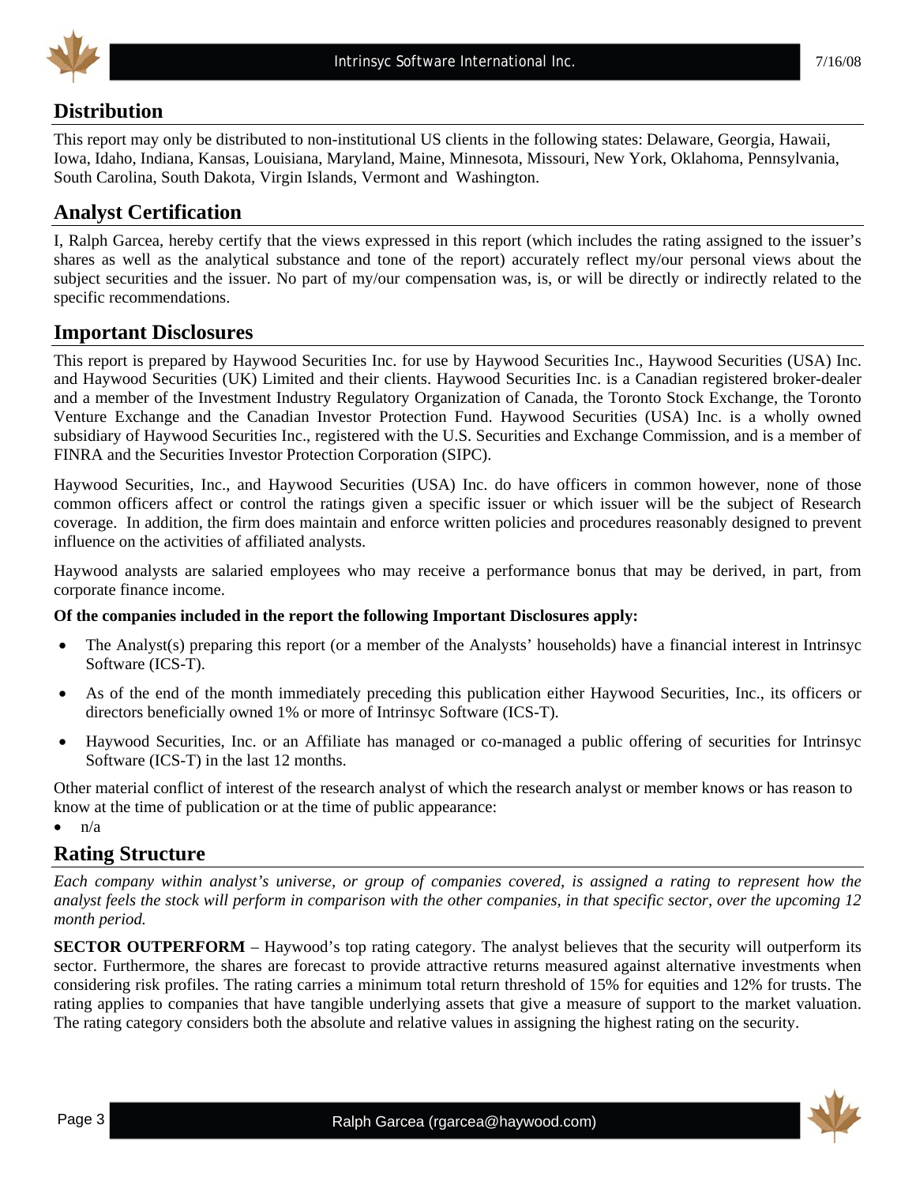## Distribution

This report may only be distributed to non-institutional US clients in the following states: Delaware, Georgia, Hawaii, Iowa, Idaho, Indiana, Kansas, Louisiana, Maryland, Maine, Minnesota, Missouri, New York, Oklahoma, Pennsylvania, South Carolina, South Dakota, Virgin Islands, Vermont and Washington.

## Analyst Certification

I, Ralph Garcea, hereby certify that the views expressed in this report (which includes the rating assigned to the issuer's shares as well as the analytical substance and tone of the report) accurately reflect my/our personal views about the subject securities and the issuer. No part of my/our compensation was, is, or will be directly or indirectly related to the specific recommendations.

## Important Disclosures

This report is prepared by Haywood Securities Inc. for use by Haywood Securities Inc., Haywood Securities (USA) Inc. and Haywood Securities (UK) Limited and their clients. Haywood Securities Inc. is a Canadian registered broker-dealer and a member of the Investment Industry Regulatory Organization of Canada, the Toronto Stock Exchange, the Toronto Venture Exchange and the Canadian Investor Protection Fund. Haywood Securities (USA) Inc. is a wholly owned subsidiary of Haywood Securities Inc., registered with the U.S. Securities and Exchange Commission, and is a member of FINRA and the Securities Investor Protection Corporation (SIPC).

Haywood Securities, Inc., and Haywood Securities (USA) Inc. do have officers in common however, none of those common officers affect or control the ratings given a specific issuer or which issuer will be the subject of Research coverage. In addition, the firm does maintain and enforce written policies and procedures reasonably designed to prevent influence on the activities of affiliated analysts.

Haywood analysts are salaried employees who may receive a performance bonus that may be derived, in part, from corporate finance income.

**Of the companies included in the report the following Important Disclosures apply:**

- The Analyst(s) preparing this report (or a member of the Analysts' households) have a financial interest in Intrinsyc Software (ICS-T).
- As of the end of the month immediately preceding this publication either Haywood Securities, Inc., its officers or directors beneficially owned 1% or more of Intrinsyc Software (ICS-T).
- Haywood Securities, Inc. or an Affiliate has managed or co-managed a public offering of securities for Intrinsyc Software (ICS-T) in the last 12 months.

Other material conflict of interest of the research analyst of which the research analyst or member knows or has reason to know at the time of publication or at the time of public appearance:

- n/a

## Rating Structure

*Each company within analyst's universe, or group of companies covered, is assigned a rating to represent how the analyst feels the stock will perform in comparison with the other companies, in that specific sector, over the upcoming 12 month period.*

**SECTOR OUTPERFORM** – Haywood's top rating category. The analyst believes that the security will outperform its sector. Furthermore, the shares are forecast to provide attractive returns measured against alternative investments when considering risk profiles. The rating carries a minimum total return threshold of 15% for equities and 12% for trusts. The rating applies to companies that have tangible underlying assets that give a measure of support to the market valuation. The rating category considers both the absolute and relative values in assigning the highest rating on the security.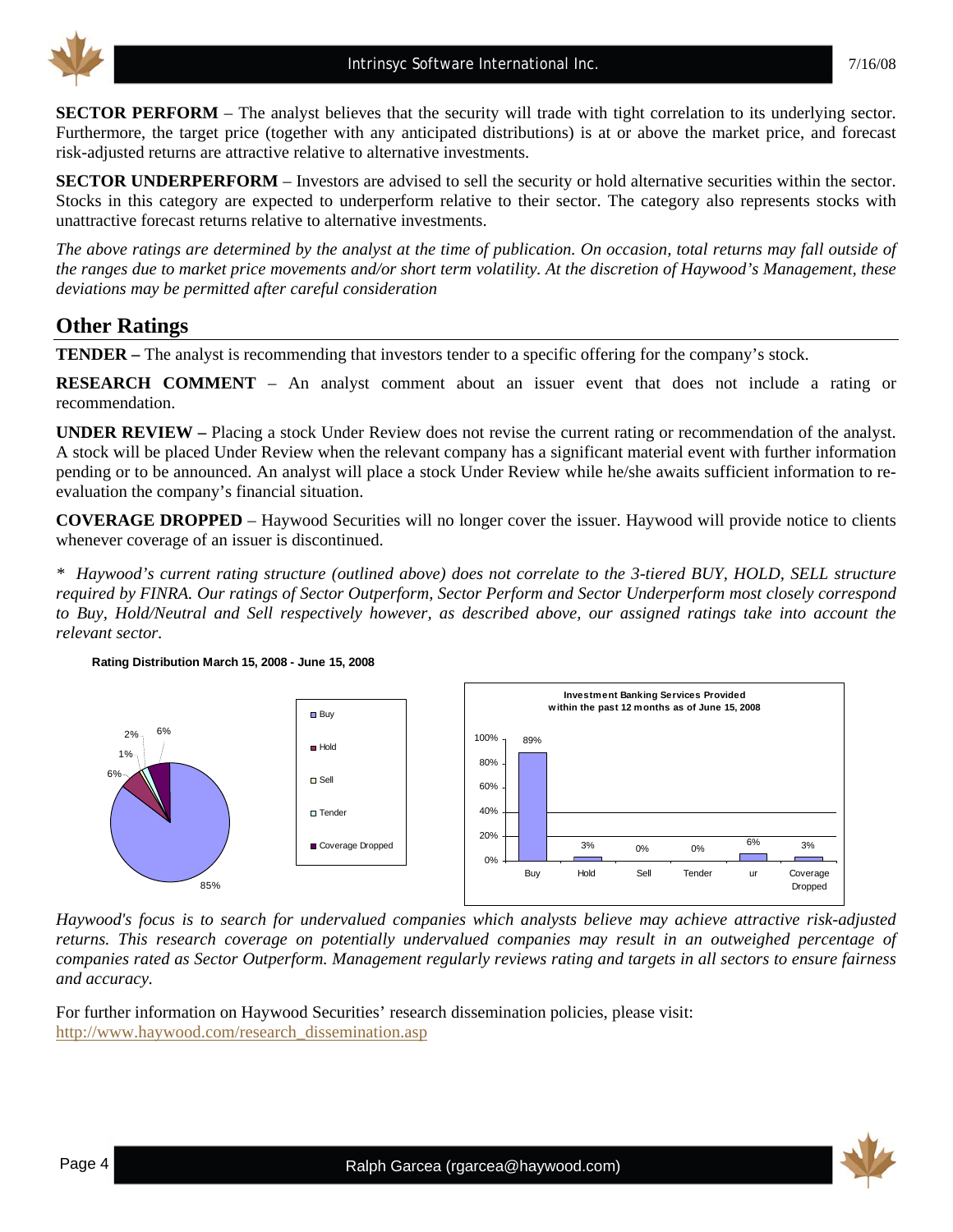**SECTOR PERFORM** – The analyst believes that the security will trade with tight correlation to its underlying sector. Furthermore, the target price (together with any anticipated distributions) is at or above the market price, and forecast risk-adjusted returns are attractive relative to alternative investments.

**SECTOR UNDERPERFORM** – Investors are advised to sell the security or hold alternative securities within the sector. Stocks in this category are expected to underperform relative to their sector. The category also represents stocks with unattractive forecast returns relative to alternative investments.

*The above ratings are determined by the analyst at the time of publication. On occasion, total returns may fall outside of the ranges due to market price movements and/or short term volatility. At the discretion of Haywood's Management, these deviations may be permitted after careful consideration*

## Other Ratings

**TENDER –** The analyst is recommending that investors tender to a specific offering for the company's stock.

**RESEARCH COMMENT** – An analyst comment about an issuer event that does not include a rating or recommendation.

**UNDER REVIEW –** Placing a stock Under Review does not revise the current rating or recommendation of the analyst. A stock will be placed Under Review when the relevant company has a significant material event with further information pending or to be announced. An analyst will place a stock Under Review while he/she awaits sufficient information to re-evaluation the company's financial situation.

**COVERAGE DROPPED** – Haywood Securities will no longer cover the issuer. Haywood will provide notice to clients whenever coverage of an issuer is discontinued.

*\* Haywood's current rating structure (outlined above) does not correlate to the 3-tiered BUY, HOLD, SELL structure required by FINRA. Our ratings of Sector Outperform, Sector Perform and Sector Underperform most closely correspond to Buy, Hold/Neutral and Sell respectively however, as described above, our assigned ratings take into account the relevant sector.*

**Rating Distribution March 15, 2008 - June 15, 2008**

| Rating | Distribution |
| --- | --- |
| Buy | 85% |
| Hold | 6% |
| Sell | 1% |
| Tender | 2% |
| Coverage Dropped | 6% |

**Investment Banking Services Provided within the past 12 months as of June 15, 2008**

| Buy | Hold | Sell | Tender | ur | Coverage Dropped |
| --- | --- | --- | --- | --- | --- |
| 89% | 3% | 0% | 0% | 6% | 3% |

*Haywood's focus is to search for undervalued companies which analysts believe may achieve attractive risk-adjusted returns. This research coverage on potentially undervalued companies may result in an outweighed percentage of companies rated as Sector Outperform. Management regularly reviews rating and targets in all sectors to ensure fairness and accuracy.*

For further information on Haywood Securities' research dissemination policies, please visit:
http://www.haywood.com/research_dissemination.asp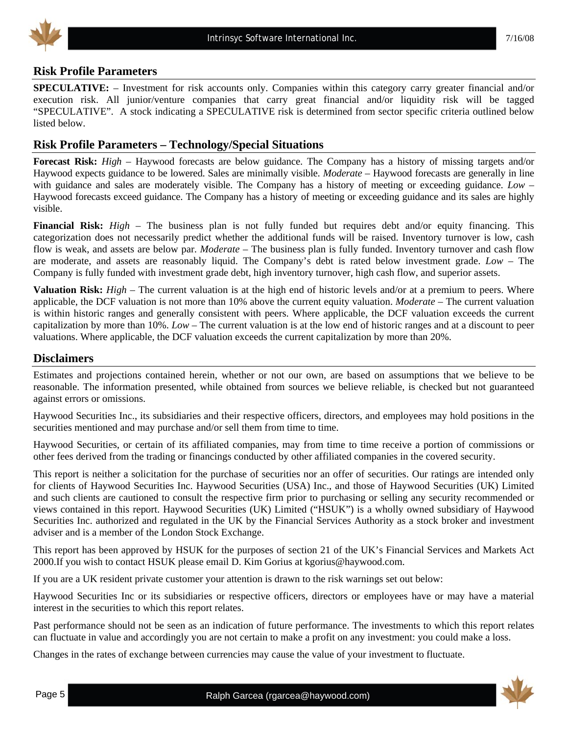## Risk Profile Parameters

**SPECULATIVE:** – Investment for risk accounts only. Companies within this category carry greater financial and/or execution risk. All junior/venture companies that carry great financial and/or liquidity risk will be tagged "SPECULATIVE". A stock indicating a SPECULATIVE risk is determined from sector specific criteria outlined below listed below.

## Risk Profile Parameters – Technology/Special Situations

**Forecast Risk:** *High* – Haywood forecasts are below guidance. The Company has a history of missing targets and/or Haywood expects guidance to be lowered. Sales are minimally visible. *Moderate* – Haywood forecasts are generally in line with guidance and sales are moderately visible. The Company has a history of meeting or exceeding guidance. *Low* – Haywood forecasts exceed guidance. The Company has a history of meeting or exceeding guidance and its sales are highly visible.

**Financial Risk:** *High* – The business plan is not fully funded but requires debt and/or equity financing. This categorization does not necessarily predict whether the additional funds will be raised. Inventory turnover is low, cash flow is weak, and assets are below par. *Moderate* – The business plan is fully funded. Inventory turnover and cash flow are moderate, and assets are reasonably liquid. The Company's debt is rated below investment grade. *Low* – The Company is fully funded with investment grade debt, high inventory turnover, high cash flow, and superior assets.

**Valuation Risk:** *High* – The current valuation is at the high end of historic levels and/or at a premium to peers. Where applicable, the DCF valuation is not more than 10% above the current equity valuation. *Moderate* – The current valuation is within historic ranges and generally consistent with peers. Where applicable, the DCF valuation exceeds the current capitalization by more than 10%. *Low* – The current valuation is at the low end of historic ranges and at a discount to peer valuations. Where applicable, the DCF valuation exceeds the current capitalization by more than 20%.

## Disclaimers

Estimates and projections contained herein, whether or not our own, are based on assumptions that we believe to be reasonable. The information presented, while obtained from sources we believe reliable, is checked but not guaranteed against errors or omissions.

Haywood Securities Inc., its subsidiaries and their respective officers, directors, and employees may hold positions in the securities mentioned and may purchase and/or sell them from time to time.

Haywood Securities, or certain of its affiliated companies, may from time to time receive a portion of commissions or other fees derived from the trading or financings conducted by other affiliated companies in the covered security.

This report is neither a solicitation for the purchase of securities nor an offer of securities. Our ratings are intended only for clients of Haywood Securities Inc. Haywood Securities (USA) Inc., and those of Haywood Securities (UK) Limited and such clients are cautioned to consult the respective firm prior to purchasing or selling any security recommended or views contained in this report. Haywood Securities (UK) Limited ("HSUK") is a wholly owned subsidiary of Haywood Securities Inc. authorized and regulated in the UK by the Financial Services Authority as a stock broker and investment adviser and is a member of the London Stock Exchange.

This report has been approved by HSUK for the purposes of section 21 of the UK's Financial Services and Markets Act 2000.If you wish to contact HSUK please email D. Kim Gorius at kgorius@haywood.com.

If you are a UK resident private customer your attention is drawn to the risk warnings set out below:

Haywood Securities Inc or its subsidiaries or respective officers, directors or employees have or may have a material interest in the securities to which this report relates.

Past performance should not be seen as an indication of future performance. The investments to which this report relates can fluctuate in value and accordingly you are not certain to make a profit on any investment: you could make a loss.

Changes in the rates of exchange between currencies may cause the value of your investment to fluctuate.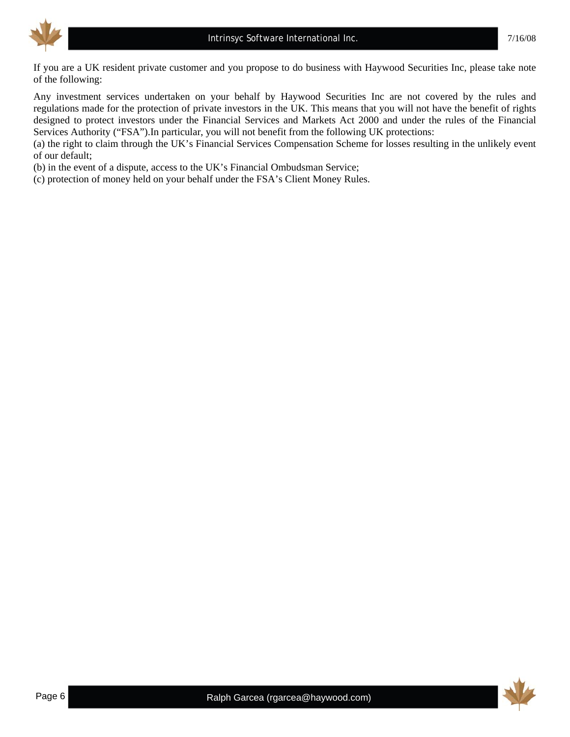If you are a UK resident private customer and you propose to do business with Haywood Securities Inc, please take note of the following:

Any investment services undertaken on your behalf by Haywood Securities Inc are not covered by the rules and regulations made for the protection of private investors in the UK. This means that you will not have the benefit of rights designed to protect investors under the Financial Services and Markets Act 2000 and under the rules of the Financial Services Authority ("FSA").In particular, you will not benefit from the following UK protections:

(a) the right to claim through the UK's Financial Services Compensation Scheme for losses resulting in the unlikely event of our default;

(b) in the event of a dispute, access to the UK's Financial Ombudsman Service;

(c) protection of money held on your behalf under the FSA's Client Money Rules.